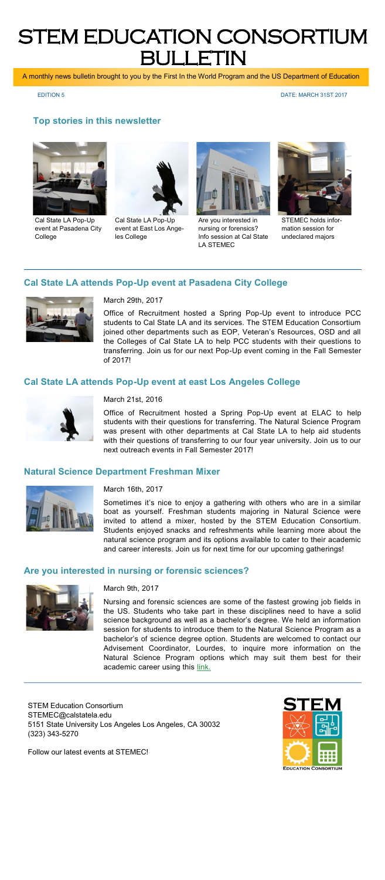# STEM EDUCATION CONSORTIUM BULLETIN

A monthly news bulletin brought to you by the First In the World Program and the US Department of Education

EDITION 5

DATE: MARCH 31ST 2017

## Top stories in this newsletter

- Cal State LA Pop-Up event at Pasadena City College
- Cal State LA Pop-Up event at East Los Angeles College
- Are you interested in nursing or forensics? Info session at Cal State LA STEMEC
- STEMEC holds information session for undeclared majors

---

## Cal State LA attends Pop-Up event at Pasadena City College

March 29th, 2017

Office of Recruitment hosted a Spring Pop-Up event to introduce PCC students to Cal State LA and its services. The STEM Education Consortium joined other departments such as EOP, Veteran's Resources, OSD and all the Colleges of Cal State LA to help PCC students with their questions to transferring. Join us for our next Pop-Up event coming in the Fall Semester of 2017!

## Cal State LA attends Pop-Up event at east Los Angeles College

March 21st, 2016

Office of Recruitment hosted a Spring Pop-Up event at ELAC to help students with their questions for transferring. The Natural Science Program was present with other departments at Cal State LA to help aid students with their questions of transferring to our four year university. Join us to our next outreach events in Fall Semester 2017!

## Natural Science Department Freshman Mixer

March 16th, 2017

Sometimes it's nice to enjoy a gathering with others who are in a similar boat as yourself. Freshman students majoring in Natural Science were invited to attend a mixer, hosted by the STEM Education Consortium. Students enjoyed snacks and refreshments while learning more about the natural science program and its options available to cater to their academic and career interests. Join us for next time for our upcoming gatherings!

## Are you interested in nursing or forensic sciences?

March 9th, 2017

Nursing and forensic sciences are some of the fastest growing job fields in the US. Students who take part in these disciplines need to have a solid science background as well as a bachelor's degree. We held an information session for students to introduce them to the Natural Science Program as a bachelor's of science degree option. Students are welcomed to contact our Advisement Coordinator, Lourdes, to inquire more information on the Natural Science Program options which may suit them best for their academic career using this link.

---

STEM Education Consortium
STEMEC@calstatela.edu
5151 State University Los Angeles Los Angeles, CA 30032
(323) 343-5270

Follow our latest events at STEMEC!

STEM
EDUCATION CONSORTIUM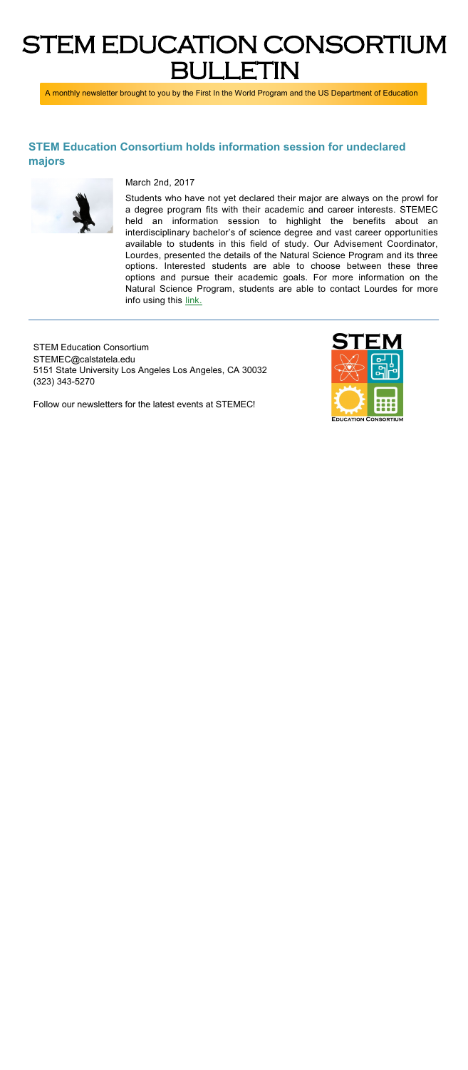# STEM EDUCATION CONSORTIUM BULLETIN

A monthly newsletter brought to you by the First In the World Program and the US Department of Education

## STEM Education Consortium holds information session for undeclared majors

March 2nd, 2017

Students who have not yet declared their major are always on the prowl for a degree program fits with their academic and career interests. STEMEC held an information session to highlight the benefits about an interdisciplinary bachelor's of science degree and vast career opportunities available to students in this field of study. Our Advisement Coordinator, Lourdes, presented the details of the Natural Science Program and its three options. Interested students are able to choose between these three options and pursue their academic goals. For more information on the Natural Science Program, students are able to contact Lourdes for more info using this link.

---

STEM Education Consortium
STEMEC@calstatela.edu
5151 State University Los Angeles Los Angeles, CA 30032
(323) 343-5270

Follow our newsletters for the latest events at STEMEC!